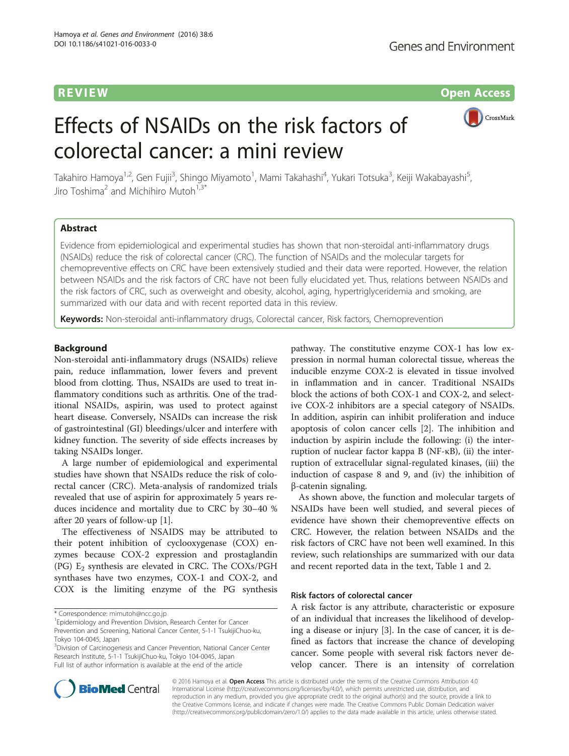REVIEW

Open Access

# Effects of NSAIDs on the risk factors of colorectal cancer: a mini review

Takahiro Hamoya[1,2], Gen Fujii[3], Shingo Miyamoto[1], Mami Takahashi[4], Yukari Totsuka[3], Keiji Wakabayashi[5], Jiro Toshima[2] and Michihiro Mutoh[1,3*]

## Abstract

Evidence from epidemiological and experimental studies has shown that non-steroidal anti-inflammatory drugs (NSAIDs) reduce the risk of colorectal cancer (CRC). The function of NSAIDs and the molecular targets for chemopreventive effects on CRC have been extensively studied and their data were reported. However, the relation between NSAIDs and the risk factors of CRC have not been fully elucidated yet. Thus, relations between NSAIDs and the risk factors of CRC, such as overweight and obesity, alcohol, aging, hypertriglyceridemia and smoking, are summarized with our data and with recent reported data in this review.

**Keywords:** Non-steroidal anti-inflammatory drugs, Colorectal cancer, Risk factors, Chemoprevention

## Background

Non-steroidal anti-inflammatory drugs (NSAIDs) relieve pain, reduce inflammation, lower fevers and prevent blood from clotting. Thus, NSAIDs are used to treat inflammatory conditions such as arthritis. One of the traditional NSAIDs, aspirin, was used to protect against heart disease. Conversely, NSAIDs can increase the risk of gastrointestinal (GI) bleedings/ulcer and interfere with kidney function. The severity of side effects increases by taking NSAIDs longer.

A large number of epidemiological and experimental studies have shown that NSAIDs reduce the risk of colorectal cancer (CRC). Meta-analysis of randomized trials revealed that use of aspirin for approximately 5 years reduces incidence and mortality due to CRC by 30–40 % after 20 years of follow-up [1].

The effectiveness of NSAIDS may be attributed to their potent inhibition of cyclooxygenase (COX) enzymes because COX-2 expression and prostaglandin (PG) $E_2$ synthesis are elevated in CRC. The COXs/PGH synthases have two enzymes, COX-1 and COX-2, and COX is the limiting enzyme of the PG synthesis pathway. The constitutive enzyme COX-1 has low expression in normal human colorectal tissue, whereas the inducible enzyme COX-2 is elevated in tissue involved in inflammation and in cancer. Traditional NSAIDs block the actions of both COX-1 and COX-2, and selective COX-2 inhibitors are a special category of NSAIDs. In addition, aspirin can inhibit proliferation and induce apoptosis of colon cancer cells [2]. The inhibition and induction by aspirin include the following: (i) the interruption of nuclear factor kappa B (NF-κB), (ii) the interruption of extracellular signal-regulated kinases, (iii) the induction of caspase 8 and 9, and (iv) the inhibition of β-catenin signaling.

As shown above, the function and molecular targets of NSAIDs have been well studied, and several pieces of evidence have shown their chemopreventive effects on CRC. However, the relation between NSAIDs and the risk factors of CRC have not been well examined. In this review, such relationships are summarized with our data and recent reported data in the text, Table 1 and 2.

### Risk factors of colorectal cancer

A risk factor is any attribute, characteristic or exposure of an individual that increases the likelihood of developing a disease or injury [3]. In the case of cancer, it is defined as factors that increase the chance of developing cancer. Some people with several risk factors never develop cancer. There is an intensity of correlation

\* Correspondence: mimutoh@ncc.go.jp
[1]Epidemiology and Prevention Division, Research Center for Cancer Prevention and Screening, National Cancer Center, 5-1-1 TsukijiChuo-ku, Tokyo 104-0045, Japan
[3]Division of Carcinogenesis and Cancer Prevention, National Cancer Center Research Institute, 5-1-1 TsukijiChuo-ku, Tokyo 104-0045, Japan
Full list of author information is available at the end of the article

© 2016 Hamoya et al. **Open Access** This article is distributed under the terms of the Creative Commons Attribution 4.0 International License (http://creativecommons.org/licenses/by/4.0/), which permits unrestricted use, distribution, and reproduction in any medium, provided you give appropriate credit to the original author(s) and the source, provide a link to the Creative Commons license, and indicate if changes were made. The Creative Commons Public Domain Dedication waiver (http://creativecommons.org/publicdomain/zero/1.0/) applies to the data made available in this article, unless otherwise stated.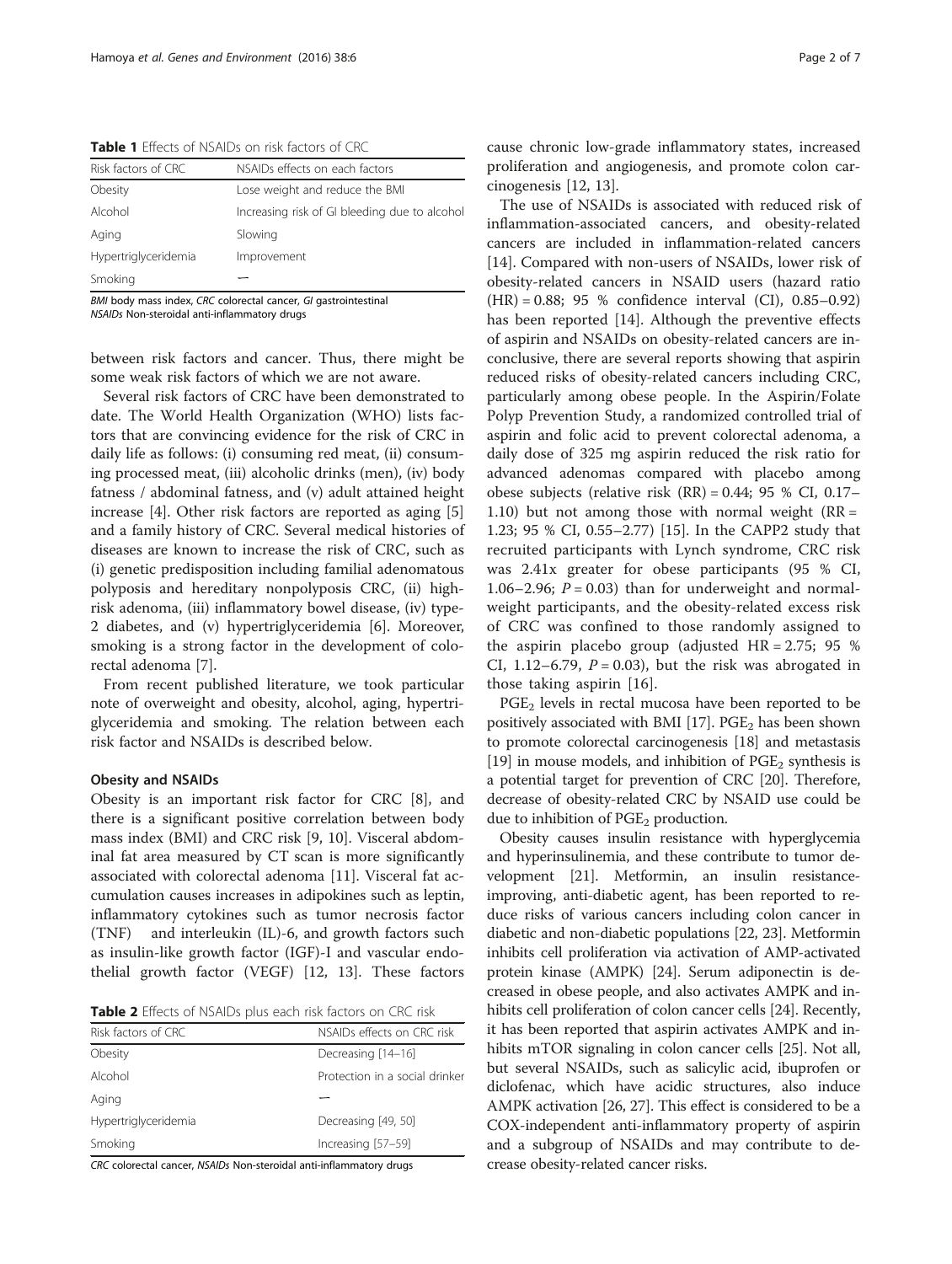**Table 1** Effects of NSAIDs on risk factors of CRC

| Risk factors of CRC | NSAIDs effects on each factors |
| --- | --- |
| Obesity | Lose weight and reduce the BMI |
| Alcohol | Increasing risk of GI bleeding due to alcohol |
| Aging | Slowing |
| Hypertriglyceridemia | Improvement |
| Smoking | — |

*BMI* body mass index, *CRC* colorectal cancer, *GI* gastrointestinal
*NSAIDs* Non-steroidal anti-inflammatory drugs

between risk factors and cancer. Thus, there might be some weak risk factors of which we are not aware.

Several risk factors of CRC have been demonstrated to date. The World Health Organization (WHO) lists factors that are convincing evidence for the risk of CRC in daily life as follows: (i) consuming red meat, (ii) consuming processed meat, (iii) alcoholic drinks (men), (iv) body fatness / abdominal fatness, and (v) adult attained height increase [4]. Other risk factors are reported as aging [5] and a family history of CRC. Several medical histories of diseases are known to increase the risk of CRC, such as (i) genetic predisposition including familial adenomatous polyposis and hereditary nonpolyposis CRC, (ii) high-risk adenoma, (iii) inflammatory bowel disease, (iv) type-2 diabetes, and (v) hypertriglyceridemia [6]. Moreover, smoking is a strong factor in the development of colorectal adenoma [7].

From recent published literature, we took particular note of overweight and obesity, alcohol, aging, hypertriglyceridemia and smoking. The relation between each risk factor and NSAIDs is described below.

### Obesity and NSAIDs

Obesity is an important risk factor for CRC [8], and there is a significant positive correlation between body mass index (BMI) and CRC risk [9, 10]. Visceral abdominal fat area measured by CT scan is more significantly associated with colorectal adenoma [11]. Visceral fat accumulation causes increases in adipokines such as leptin, inflammatory cytokines such as tumor necrosis factor (TNF) and interleukin (IL)-6, and growth factors such as insulin-like growth factor (IGF)-I and vascular endothelial growth factor (VEGF) [12, 13]. These factors cause chronic low-grade inflammatory states, increased proliferation and angiogenesis, and promote colon carcinogenesis [12, 13].

**Table 2** Effects of NSAIDs plus each risk factors on CRC risk

| Risk factors of CRC | NSAIDs effects on CRC risk |
| --- | --- |
| Obesity | Decreasing [14–16] |
| Alcohol | Protection in a social drinker |
| Aging | — |
| Hypertriglyceridemia | Decreasing [49, 50] |
| Smoking | Increasing [57–59] |

*CRC* colorectal cancer, *NSAIDs* Non-steroidal anti-inflammatory drugs

The use of NSAIDs is associated with reduced risk of inflammation-associated cancers, and obesity-related cancers are included in inflammation-related cancers [14]. Compared with non-users of NSAIDs, lower risk of obesity-related cancers in NSAID users (hazard ratio (HR) = 0.88; 95 % confidence interval (CI), 0.85–0.92) has been reported [14]. Although the preventive effects of aspirin and NSAIDs on obesity-related cancers are inconclusive, there are several reports showing that aspirin reduced risks of obesity-related cancers including CRC, particularly among obese people. In the Aspirin/Folate Polyp Prevention Study, a randomized controlled trial of aspirin and folic acid to prevent colorectal adenoma, a daily dose of 325 mg aspirin reduced the risk ratio for advanced adenomas compared with placebo among obese subjects (relative risk (RR) = 0.44; 95 % CI, 0.17–1.10) but not among those with normal weight (RR = 1.23; 95 % CI, 0.55–2.77) [15]. In the CAPP2 study that recruited participants with Lynch syndrome, CRC risk was 2.41x greater for obese participants (95 % CI, 1.06–2.96; $P = 0.03$) than for underweight and normal-weight participants, and the obesity-related excess risk of CRC was confined to those randomly assigned to the aspirin placebo group (adjusted HR = 2.75; 95 % CI, 1.12–6.79, $P = 0.03$), but the risk was abrogated in those taking aspirin [16].

$PGE_2$ levels in rectal mucosa have been reported to be positively associated with BMI [17]. $PGE_2$ has been shown to promote colorectal carcinogenesis [18] and metastasis [19] in mouse models, and inhibition of $PGE_2$ synthesis is a potential target for prevention of CRC [20]. Therefore, decrease of obesity-related CRC by NSAID use could be due to inhibition of $PGE_2$ production.

Obesity causes insulin resistance with hyperglycemia and hyperinsulinemia, and these contribute to tumor development [21]. Metformin, an insulin resistance-improving, anti-diabetic agent, has been reported to reduce risks of various cancers including colon cancer in diabetic and non-diabetic populations [22, 23]. Metformin inhibits cell proliferation via activation of AMP-activated protein kinase (AMPK) [24]. Serum adiponectin is decreased in obese people, and also activates AMPK and inhibits cell proliferation of colon cancer cells [24]. Recently, it has been reported that aspirin activates AMPK and inhibits mTOR signaling in colon cancer cells [25]. Not all, but several NSAIDs, such as salicylic acid, ibuprofen or diclofenac, which have acidic structures, also induce AMPK activation [26, 27]. This effect is considered to be a COX-independent anti-inflammatory property of aspirin and a subgroup of NSAIDs and may contribute to decrease obesity-related cancer risks.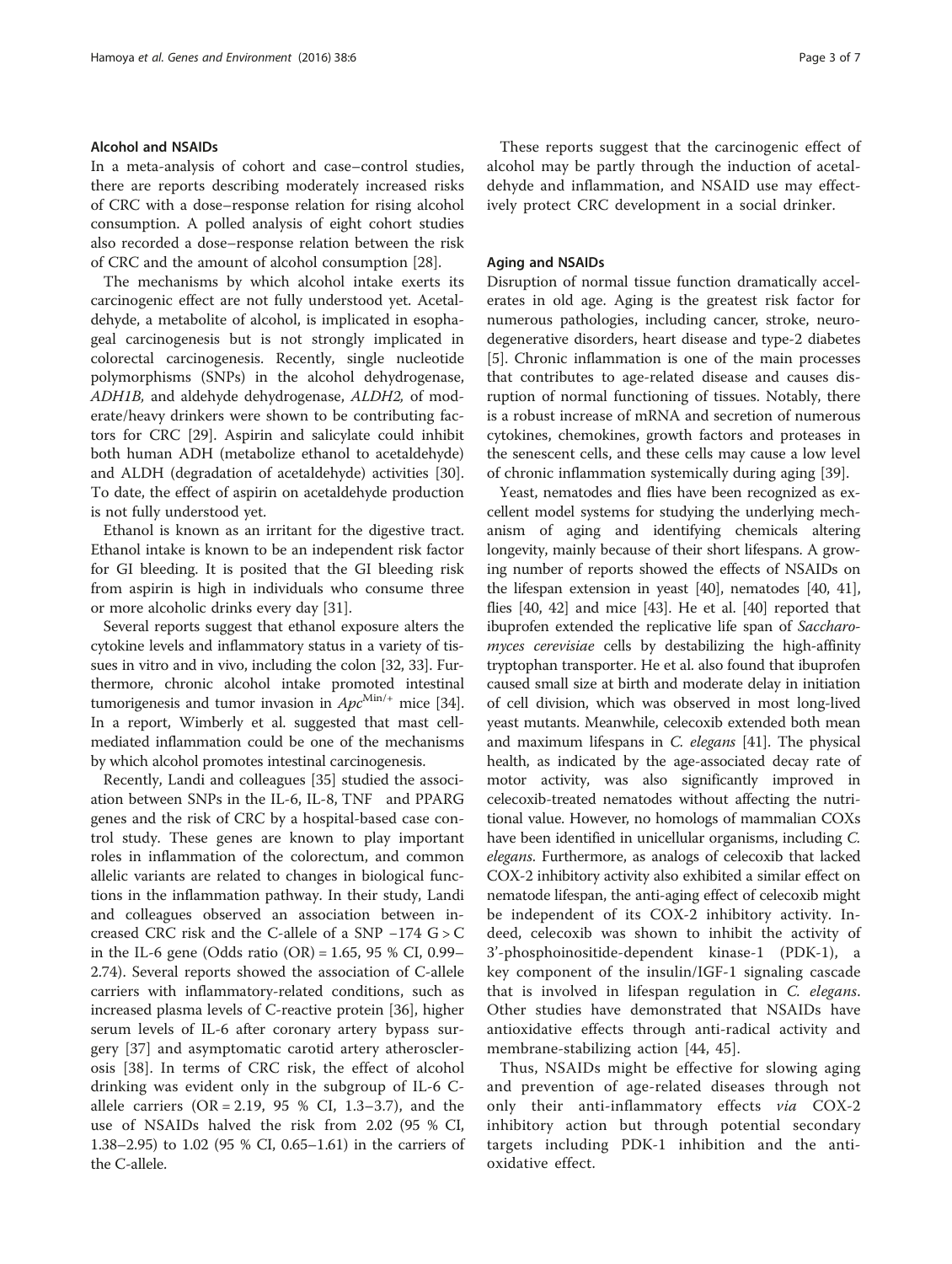### Alcohol and NSAIDs

In a meta-analysis of cohort and case–control studies, there are reports describing moderately increased risks of CRC with a dose–response relation for rising alcohol consumption. A polled analysis of eight cohort studies also recorded a dose–response relation between the risk of CRC and the amount of alcohol consumption [28].

The mechanisms by which alcohol intake exerts its carcinogenic effect are not fully understood yet. Acetaldehyde, a metabolite of alcohol, is implicated in esophageal carcinogenesis but is not strongly implicated in colorectal carcinogenesis. Recently, single nucleotide polymorphisms (SNPs) in the alcohol dehydrogenase, *ADH1B*, and aldehyde dehydrogenase, *ALDH2*, of moderate/heavy drinkers were shown to be contributing factors for CRC [29]. Aspirin and salicylate could inhibit both human ADH (metabolize ethanol to acetaldehyde) and ALDH (degradation of acetaldehyde) activities [30]. To date, the effect of aspirin on acetaldehyde production is not fully understood yet.

Ethanol is known as an irritant for the digestive tract. Ethanol intake is known to be an independent risk factor for GI bleeding. It is posited that the GI bleeding risk from aspirin is high in individuals who consume three or more alcoholic drinks every day [31].

Several reports suggest that ethanol exposure alters the cytokine levels and inflammatory status in a variety of tissues in vitro and in vivo, including the colon [32, 33]. Furthermore, chronic alcohol intake promoted intestinal tumorigenesis and tumor invasion in $Apc^{Min/+}$ mice [34]. In a report, Wimberly et al. suggested that mast cell-mediated inflammation could be one of the mechanisms by which alcohol promotes intestinal carcinogenesis.

Recently, Landi and colleagues [35] studied the association between SNPs in the IL-6, IL-8, TNF and PPARG genes and the risk of CRC by a hospital-based case control study. These genes are known to play important roles in inflammation of the colorectum, and common allelic variants are related to changes in biological functions in the inflammation pathway. In their study, Landi and colleagues observed an association between increased CRC risk and the C-allele of a SNP −174 G > C in the IL-6 gene (Odds ratio (OR) = 1.65, 95 % CI, 0.99–2.74). Several reports showed the association of C-allele carriers with inflammatory-related conditions, such as increased plasma levels of C-reactive protein [36], higher serum levels of IL-6 after coronary artery bypass surgery [37] and asymptomatic carotid artery atherosclerosis [38]. In terms of CRC risk, the effect of alcohol drinking was evident only in the subgroup of IL-6 C-allele carriers (OR = 2.19, 95 % CI, 1.3–3.7), and the use of NSAIDs halved the risk from 2.02 (95 % CI, 1.38–2.95) to 1.02 (95 % CI, 0.65–1.61) in the carriers of the C-allele.

These reports suggest that the carcinogenic effect of alcohol may be partly through the induction of acetaldehyde and inflammation, and NSAID use may effectively protect CRC development in a social drinker.

### Aging and NSAIDs

Disruption of normal tissue function dramatically accelerates in old age. Aging is the greatest risk factor for numerous pathologies, including cancer, stroke, neurodegenerative disorders, heart disease and type-2 diabetes [5]. Chronic inflammation is one of the main processes that contributes to age-related disease and causes disruption of normal functioning of tissues. Notably, there is a robust increase of mRNA and secretion of numerous cytokines, chemokines, growth factors and proteases in the senescent cells, and these cells may cause a low level of chronic inflammation systemically during aging [39].

Yeast, nematodes and flies have been recognized as excellent model systems for studying the underlying mechanism of aging and identifying chemicals altering longevity, mainly because of their short lifespans. A growing number of reports showed the effects of NSAIDs on the lifespan extension in yeast [40], nematodes [40, 41], flies [40, 42] and mice [43]. He et al. [40] reported that ibuprofen extended the replicative life span of *Saccharomyces cerevisiae* cells by destabilizing the high-affinity tryptophan transporter. He et al. also found that ibuprofen caused small size at birth and moderate delay in initiation of cell division, which was observed in most long-lived yeast mutants. Meanwhile, celecoxib extended both mean and maximum lifespans in *C. elegans* [41]. The physical health, as indicated by the age-associated decay rate of motor activity, was also significantly improved in celecoxib-treated nematodes without affecting the nutritional value. However, no homologs of mammalian COXs have been identified in unicellular organisms, including *C. elegans*. Furthermore, as analogs of celecoxib that lacked COX-2 inhibitory activity also exhibited a similar effect on nematode lifespan, the anti-aging effect of celecoxib might be independent of its COX-2 inhibitory activity. Indeed, celecoxib was shown to inhibit the activity of 3'-phosphoinositide-dependent kinase-1 (PDK-1), a key component of the insulin/IGF-1 signaling cascade that is involved in lifespan regulation in *C. elegans*. Other studies have demonstrated that NSAIDs have antioxidative effects through anti-radical activity and membrane-stabilizing action [44, 45].

Thus, NSAIDs might be effective for slowing aging and prevention of age-related diseases through not only their anti-inflammatory effects *via* COX-2 inhibitory action but through potential secondary targets including PDK-1 inhibition and the anti-oxidative effect.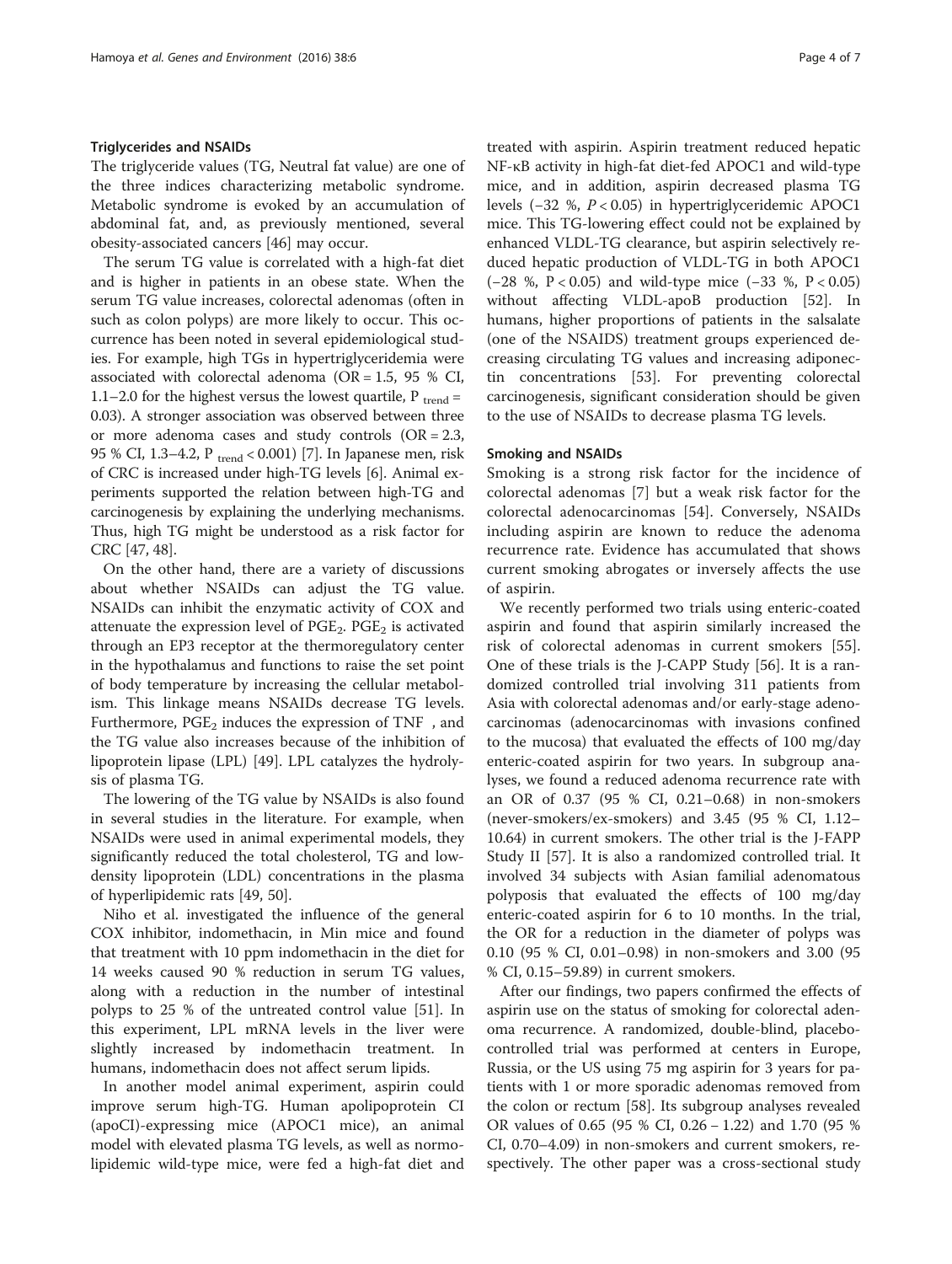### Triglycerides and NSAIDs

The triglyceride values (TG, Neutral fat value) are one of the three indices characterizing metabolic syndrome. Metabolic syndrome is evoked by an accumulation of abdominal fat, and, as previously mentioned, several obesity-associated cancers [46] may occur.

The serum TG value is correlated with a high-fat diet and is higher in patients in an obese state. When the serum TG value increases, colorectal adenomas (often in such as colon polyps) are more likely to occur. This occurrence has been noted in several epidemiological studies. For example, high TGs in hypertriglyceridemia were associated with colorectal adenoma (OR = 1.5, 95 % CI, 1.1–2.0 for the highest versus the lowest quartile, $P_{trend}$ = 0.03). A stronger association was observed between three or more adenoma cases and study controls (OR = 2.3, 95 % CI, 1.3–4.2, $P_{trend} < 0.001$) [7]. In Japanese men, risk of CRC is increased under high-TG levels [6]. Animal experiments supported the relation between high-TG and carcinogenesis by explaining the underlying mechanisms. Thus, high TG might be understood as a risk factor for CRC [47, 48].

On the other hand, there are a variety of discussions about whether NSAIDs can adjust the TG value. NSAIDs can inhibit the enzymatic activity of COX and attenuate the expression level of $PGE_2$. $PGE_2$ is activated through an EP3 receptor at the thermoregulatory center in the hypothalamus and functions to raise the set point of body temperature by increasing the cellular metabolism. This linkage means NSAIDs decrease TG levels. Furthermore, $PGE_2$ induces the expression of TNF , and the TG value also increases because of the inhibition of lipoprotein lipase (LPL) [49]. LPL catalyzes the hydrolysis of plasma TG.

The lowering of the TG value by NSAIDs is also found in several studies in the literature. For example, when NSAIDs were used in animal experimental models, they significantly reduced the total cholesterol, TG and low-density lipoprotein (LDL) concentrations in the plasma of hyperlipidemic rats [49, 50].

Niho et al. investigated the influence of the general COX inhibitor, indomethacin, in Min mice and found that treatment with 10 ppm indomethacin in the diet for 14 weeks caused 90 % reduction in serum TG values, along with a reduction in the number of intestinal polyps to 25 % of the untreated control value [51]. In this experiment, LPL mRNA levels in the liver were slightly increased by indomethacin treatment. In humans, indomethacin does not affect serum lipids.

In another model animal experiment, aspirin could improve serum high-TG. Human apolipoprotein CI (apoCI)-expressing mice (APOC1 mice), an animal model with elevated plasma TG levels, as well as normolipidemic wild-type mice, were fed a high-fat diet and treated with aspirin. Aspirin treatment reduced hepatic NF-κB activity in high-fat diet-fed APOC1 and wild-type mice, and in addition, aspirin decreased plasma TG levels (−32 %, $P < 0.05$) in hypertriglyceridemic APOC1 mice. This TG-lowering effect could not be explained by enhanced VLDL-TG clearance, but aspirin selectively reduced hepatic production of VLDL-TG in both APOC1 (−28 %, $P < 0.05$) and wild-type mice (−33 %, $P < 0.05$) without affecting VLDL-apoB production [52]. In humans, higher proportions of patients in the salsalate (one of the NSAIDS) treatment groups experienced decreasing circulating TG values and increasing adiponectin concentrations [53]. For preventing colorectal carcinogenesis, significant consideration should be given to the use of NSAIDs to decrease plasma TG levels.

### Smoking and NSAIDs

Smoking is a strong risk factor for the incidence of colorectal adenomas [7] but a weak risk factor for the colorectal adenocarcinomas [54]. Conversely, NSAIDs including aspirin are known to reduce the adenoma recurrence rate. Evidence has accumulated that shows current smoking abrogates or inversely affects the use of aspirin.

We recently performed two trials using enteric-coated aspirin and found that aspirin similarly increased the risk of colorectal adenomas in current smokers [55]. One of these trials is the J-CAPP Study [56]. It is a randomized controlled trial involving 311 patients from Asia with colorectal adenomas and/or early-stage adenocarcinomas (adenocarcinomas with invasions confined to the mucosa) that evaluated the effects of 100 mg/day enteric-coated aspirin for two years. In subgroup analyses, we found a reduced adenoma recurrence rate with an OR of 0.37 (95 % CI, 0.21–0.68) in non-smokers (never-smokers/ex-smokers) and 3.45 (95 % CI, 1.12–10.64) in current smokers. The other trial is the J-FAPP Study II [57]. It is also a randomized controlled trial. It involved 34 subjects with Asian familial adenomatous polyposis that evaluated the effects of 100 mg/day enteric-coated aspirin for 6 to 10 months. In the trial, the OR for a reduction in the diameter of polyps was 0.10 (95 % CI, 0.01–0.98) in non-smokers and 3.00 (95 % CI, 0.15–59.89) in current smokers.

After our findings, two papers confirmed the effects of aspirin use on the status of smoking for colorectal adenoma recurrence. A randomized, double-blind, placebo-controlled trial was performed at centers in Europe, Russia, or the US using 75 mg aspirin for 3 years for patients with 1 or more sporadic adenomas removed from the colon or rectum [58]. Its subgroup analyses revealed OR values of 0.65 (95 % CI, 0.26 – 1.22) and 1.70 (95 % CI, 0.70–4.09) in non-smokers and current smokers, respectively. The other paper was a cross-sectional study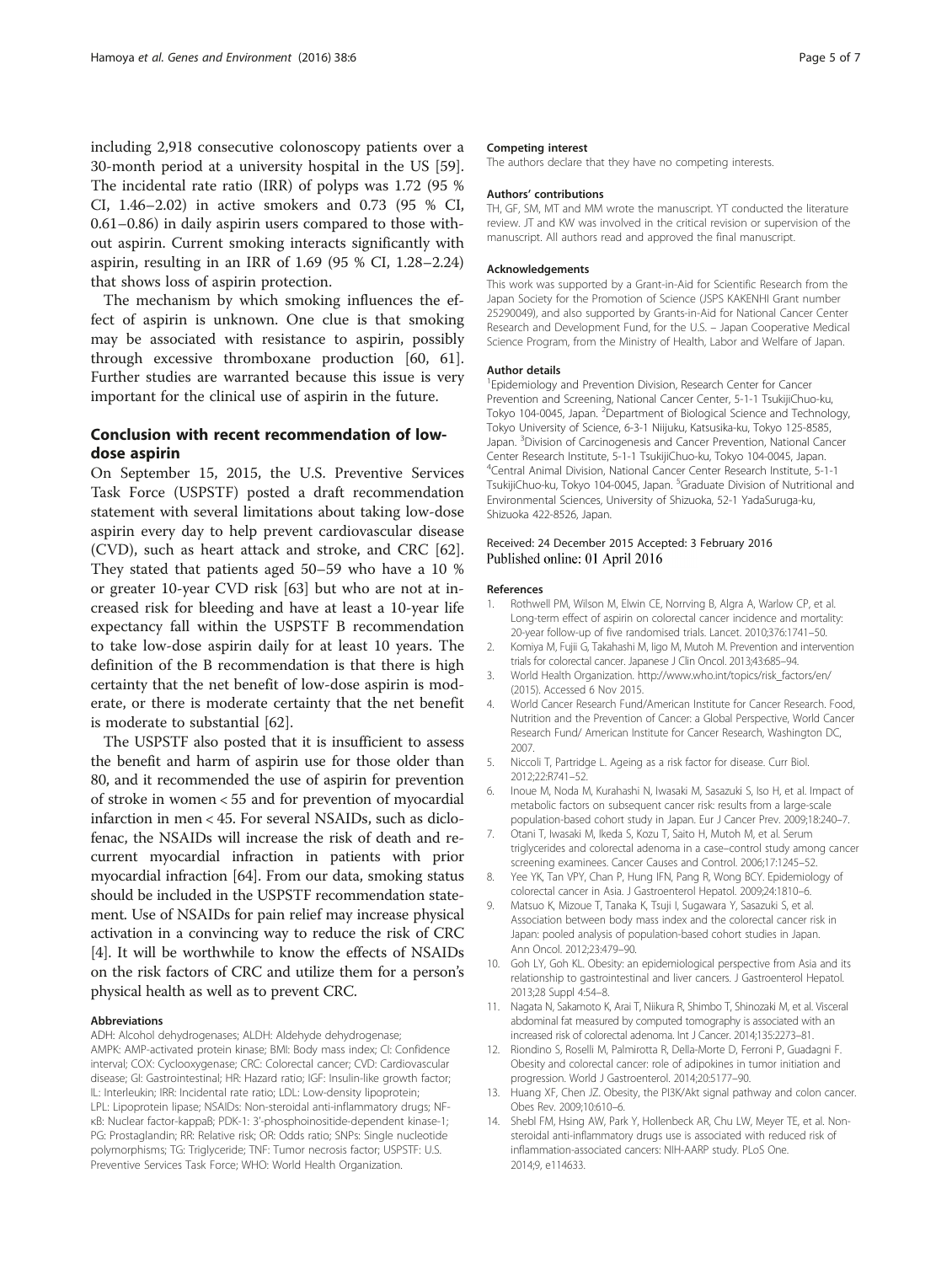including 2,918 consecutive colonoscopy patients over a 30-month period at a university hospital in the US [59]. The incidental rate ratio (IRR) of polyps was 1.72 (95 % CI, 1.46–2.02) in active smokers and 0.73 (95 % CI, 0.61–0.86) in daily aspirin users compared to those without aspirin. Current smoking interacts significantly with aspirin, resulting in an IRR of 1.69 (95 % CI, 1.28–2.24) that shows loss of aspirin protection.

The mechanism by which smoking influences the effect of aspirin is unknown. One clue is that smoking may be associated with resistance to aspirin, possibly through excessive thromboxane production [60, 61]. Further studies are warranted because this issue is very important for the clinical use of aspirin in the future.

## Conclusion with recent recommendation of low-dose aspirin

On September 15, 2015, the U.S. Preventive Services Task Force (USPSTF) posted a draft recommendation statement with several limitations about taking low-dose aspirin every day to help prevent cardiovascular disease (CVD), such as heart attack and stroke, and CRC [62]. They stated that patients aged 50–59 who have a 10 % or greater 10-year CVD risk [63] but who are not at increased risk for bleeding and have at least a 10-year life expectancy fall within the USPSTF B recommendation to take low-dose aspirin daily for at least 10 years. The definition of the B recommendation is that there is high certainty that the net benefit of low-dose aspirin is moderate, or there is moderate certainty that the net benefit is moderate to substantial [62].

The USPSTF also posted that it is insufficient to assess the benefit and harm of aspirin use for those older than 80, and it recommended the use of aspirin for prevention of stroke in women < 55 and for prevention of myocardial infarction in men < 45. For several NSAIDs, such as diclofenac, the NSAIDs will increase the risk of death and recurrent myocardial infraction in patients with prior myocardial infraction [64]. From our data, smoking status should be included in the USPSTF recommendation statement. Use of NSAIDs for pain relief may increase physical activation in a convincing way to reduce the risk of CRC [4]. It will be worthwhile to know the effects of NSAIDs on the risk factors of CRC and utilize them for a person's physical health as well as to prevent CRC.

#### Abbreviations

ADH: Alcohol dehydrogenases; ALDH: Aldehyde dehydrogenase; AMPK: AMP-activated protein kinase; BMI: Body mass index; CI: Confidence interval; COX: Cyclooxygenase; CRC: Colorectal cancer; CVD: Cardiovascular disease; GI: Gastrointestinal; HR: Hazard ratio; IGF: Insulin-like growth factor; IL: Interleukin; IRR: Incidental rate ratio; LDL: Low-density lipoprotein; LPL: Lipoprotein lipase; NSAIDs: Non-steroidal anti-inflammatory drugs; NF-κB: Nuclear factor-kappaB; PDK-1: 3'-phosphoinositide-dependent kinase-1; PG: Prostaglandin; RR: Relative risk; OR: Odds ratio; SNPs: Single nucleotide polymorphisms; TG: Triglyceride; TNF: Tumor necrosis factor; USPSTF: U.S. Preventive Services Task Force; WHO: World Health Organization.

#### Competing interest

The authors declare that they have no competing interests.

#### Authors' contributions

TH, GF, SM, MT and MM wrote the manuscript. YT conducted the literature review. JT and KW was involved in the critical revision or supervision of the manuscript. All authors read and approved the final manuscript.

#### Acknowledgements

This work was supported by a Grant-in-Aid for Scientific Research from the Japan Society for the Promotion of Science (JSPS KAKENHI Grant number 25290049), and also supported by Grants-in-Aid for National Cancer Center Research and Development Fund, for the U.S. – Japan Cooperative Medical Science Program, from the Ministry of Health, Labor and Welfare of Japan.

#### Author details

[1]Epidemiology and Prevention Division, Research Center for Cancer Prevention and Screening, National Cancer Center, 5-1-1 TsukijiChuo-ku, Tokyo 104-0045, Japan. [2]Department of Biological Science and Technology, Tokyo University of Science, 6-3-1 Niijuku, Katsusika-ku, Tokyo 125-8585, Japan. [3]Division of Carcinogenesis and Cancer Prevention, National Cancer Center Research Institute, 5-1-1 TsukijiChuo-ku, Tokyo 104-0045, Japan. [4]Central Animal Division, National Cancer Center Research Institute, 5-1-1 TsukijiChuo-ku, Tokyo 104-0045, Japan. [5]Graduate Division of Nutritional and Environmental Sciences, University of Shizuoka, 52-1 YadaSuruga-ku, Shizuoka 422-8526, Japan.

Received: 24 December 2015 Accepted: 3 February 2016
Published online: 01 April 2016

#### References

1. Rothwell PM, Wilson M, Elwin CE, Norrving B, Algra A, Warlow CP, et al. Long-term effect of aspirin on colorectal cancer incidence and mortality: 20-year follow-up of five randomised trials. Lancet. 2010;376:1741–50.
2. Komiya M, Fujii G, Takahashi M, Iigo M, Mutoh M. Prevention and intervention trials for colorectal cancer. Japanese J Clin Oncol. 2013;43:685–94.
3. World Health Organization. http://www.who.int/topics/risk_factors/en/ (2015). Accessed 6 Nov 2015.
4. World Cancer Research Fund/American Institute for Cancer Research. Food, Nutrition and the Prevention of Cancer: a Global Perspective, World Cancer Research Fund/ American Institute for Cancer Research, Washington DC, 2007.
5. Niccoli T, Partridge L. Ageing as a risk factor for disease. Curr Biol. 2012;22:R741–52.
6. Inoue M, Noda M, Kurahashi N, Iwasaki M, Sasazuki S, Iso H, et al. Impact of metabolic factors on subsequent cancer risk: results from a large-scale population-based cohort study in Japan. Eur J Cancer Prev. 2009;18:240–7.
7. Otani T, Iwasaki M, Ikeda S, Kozu T, Saito H, Mutoh M, et al. Serum triglycerides and colorectal adenoma in a case–control study among cancer screening examinees. Cancer Causes and Control. 2006;17:1245–52.
8. Yee YK, Tan VPY, Chan P, Hung IFN, Pang R, Wong BCY. Epidemiology of colorectal cancer in Asia. J Gastroenterol Hepatol. 2009;24:1810–6.
9. Matsuo K, Mizoue T, Tanaka K, Tsuji I, Sugawara Y, Sasazuki S, et al. Association between body mass index and the colorectal cancer risk in Japan: pooled analysis of population-based cohort studies in Japan. Ann Oncol. 2012;23:479–90.
10. Goh LY, Goh KL. Obesity: an epidemiological perspective from Asia and its relationship to gastrointestinal and liver cancers. J Gastroenterol Hepatol. 2013;28 Suppl 4:54–8.
11. Nagata N, Sakamoto K, Arai T, Niikura R, Shimbo T, Shinozaki M, et al. Visceral abdominal fat measured by computed tomography is associated with an increased risk of colorectal adenoma. Int J Cancer. 2014;135:2273–81.
12. Riondino S, Roselli M, Palmirotta R, Della-Morte D, Ferroni P, Guadagni F. Obesity and colorectal cancer: role of adipokines in tumor initiation and progression. World J Gastroenterol. 2014;20:5177–90.
13. Huang XF, Chen JZ. Obesity, the PI3K/Akt signal pathway and colon cancer. Obes Rev. 2009;10:610–6.
14. Shebl FM, Hsing AW, Park Y, Hollenbeck AR, Chu LW, Meyer TE, et al. Non-steroidal anti-inflammatory drugs use is associated with reduced risk of inflammation-associated cancers: NIH-AARP study. PLoS One. 2014;9, e114633.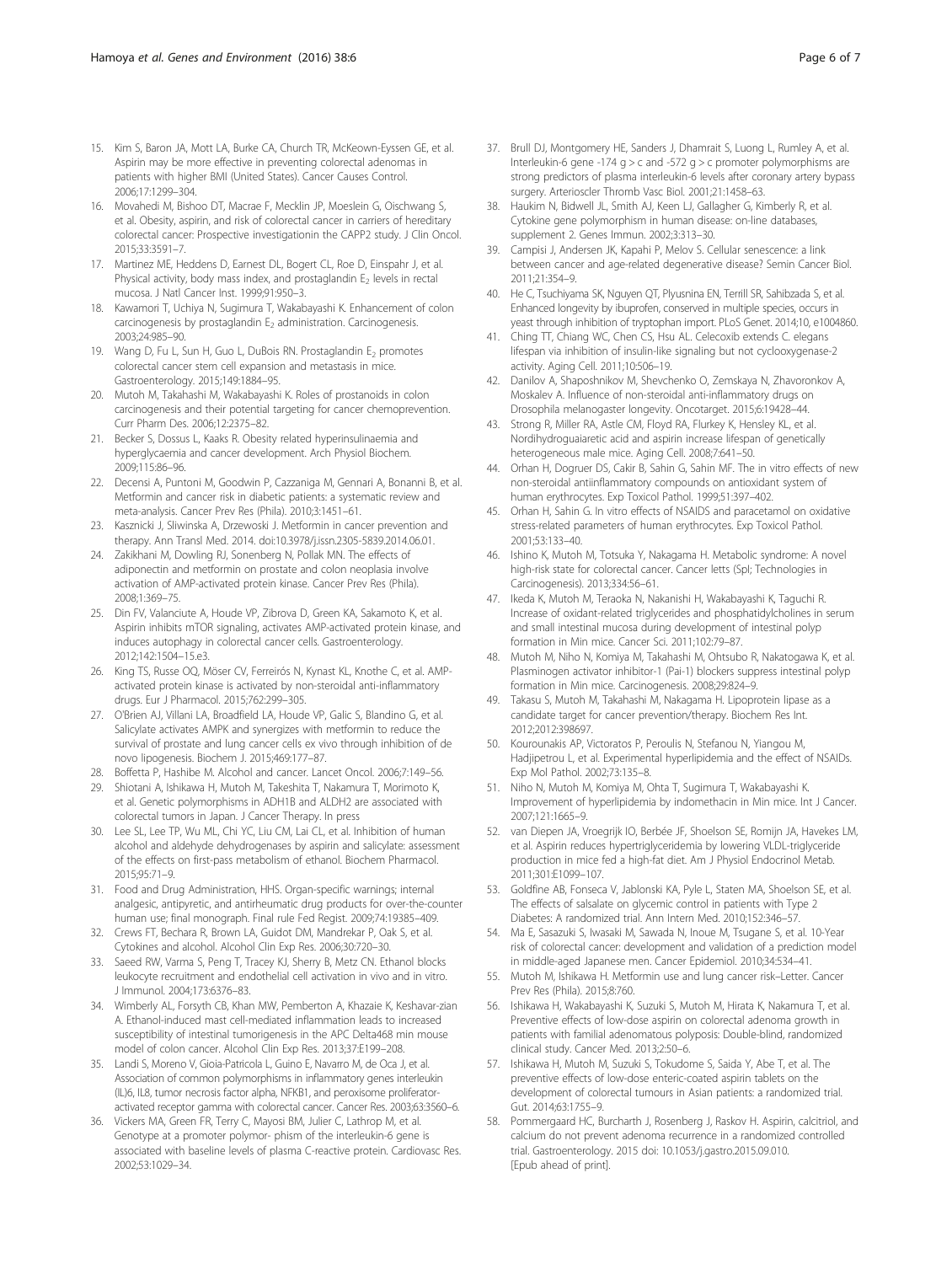15. Kim S, Baron JA, Mott LA, Burke CA, Church TR, McKeown-Eyssen GE, et al. Aspirin may be more effective in preventing colorectal adenomas in patients with higher BMI (United States). Cancer Causes Control. 2006;17:1299–304.
16. Movahedi M, Bishoo DT, Macrae F, Mecklin JP, Moeslein G, Oischwang S, et al. Obesity, aspirin, and risk of colorectal cancer in carriers of hereditary colorectal cancer: Prospective investigationin the CAPP2 study. J Clin Oncol. 2015;33:3591–7.
17. Martinez ME, Heddens D, Earnest DL, Bogert CL, Roe D, Einspahr J, et al. Physical activity, body mass index, and prostaglandin $E_2$ levels in rectal mucosa. J Natl Cancer Inst. 1999;91:950–3.
18. Kawamori T, Uchiya N, Sugimura T, Wakabayashi K. Enhancement of colon carcinogenesis by prostaglandin $E_2$ administration. Carcinogenesis. 2003;24:985–90.
19. Wang D, Fu L, Sun H, Guo L, DuBois RN. Prostaglandin $E_2$ promotes colorectal cancer stem cell expansion and metastasis in mice. Gastroenterology. 2015;149:1884–95.
20. Mutoh M, Takahashi M, Wakabayashi K. Roles of prostanoids in colon carcinogenesis and their potential targeting for cancer chemoprevention. Curr Pharm Des. 2006;12:2375–82.
21. Becker S, Dossus L, Kaaks R. Obesity related hyperinsulinaemia and hyperglycaemia and cancer development. Arch Physiol Biochem. 2009;115:86–96.
22. Decensi A, Puntoni M, Goodwin P, Cazzaniga M, Gennari A, Bonanni B, et al. Metformin and cancer risk in diabetic patients: a systematic review and meta-analysis. Cancer Prev Res (Phila). 2010;3:1451–61.
23. Kasznicki J, Sliwinska A, Drzewoski J. Metformin in cancer prevention and therapy. Ann Transl Med. 2014. doi:10.3978/j.issn.2305-5839.2014.06.01.
24. Zakikhani M, Dowling RJ, Sonenberg N, Pollak MN. The effects of adiponectin and metformin on prostate and colon neoplasia involve activation of AMP-activated protein kinase. Cancer Prev Res (Phila). 2008;1:369–75.
25. Din FV, Valanciute A, Houde VP, Zibrova D, Green KA, Sakamoto K, et al. Aspirin inhibits mTOR signaling, activates AMP-activated protein kinase, and induces autophagy in colorectal cancer cells. Gastroenterology. 2012;142:1504–15.e3.
26. King TS, Russe OQ, Möser CV, Ferreirós N, Kynast KL, Knothe C, et al. AMP-activated protein kinase is activated by non-steroidal anti-inflammatory drugs. Eur J Pharmacol. 2015;762:299–305.
27. O'Brien AJ, Villani LA, Broadfield LA, Houde VP, Galic S, Blandino G, et al. Salicylate activates AMPK and synergizes with metformin to reduce the survival of prostate and lung cancer cells ex vivo through inhibition of de novo lipogenesis. Biochem J. 2015;469:177–87.
28. Boffetta P, Hashibe M. Alcohol and cancer. Lancet Oncol. 2006;7:149–56.
29. Shiotani A, Ishikawa H, Mutoh M, Takeshita T, Nakamura T, Morimoto K, et al. Genetic polymorphisms in ADH1B and ALDH2 are associated with colorectal tumors in Japan. J Cancer Therapy. In press
30. Lee SL, Lee TP, Wu ML, Chi YC, Liu CM, Lai CL, et al. Inhibition of human alcohol and aldehyde dehydrogenases by aspirin and salicylate: assessment of the effects on first-pass metabolism of ethanol. Biochem Pharmacol. 2015;95:71–9.
31. Food and Drug Administration, HHS. Organ-specific warnings; internal analgesic, antipyretic, and antirheumatic drug products for over-the-counter human use; final monograph. Final rule Fed Regist. 2009;74:19385–409.
32. Crews FT, Bechara R, Brown LA, Guidot DM, Mandrekar P, Oak S, et al. Cytokines and alcohol. Alcohol Clin Exp Res. 2006;30:720–30.
33. Saeed RW, Varma S, Peng T, Tracey KJ, Sherry B, Metz CN. Ethanol blocks leukocyte recruitment and endothelial cell activation in vivo and in vitro. J Immunol. 2004;173:6376–83.
34. Wimberly AL, Forsyth CB, Khan MW, Pemberton A, Khazaie K, Keshavar-zian A. Ethanol-induced mast cell-mediated inflammation leads to increased susceptibility of intestinal tumorigenesis in the APC Delta468 min mouse model of colon cancer. Alcohol Clin Exp Res. 2013;37:E199–208.
35. Landi S, Moreno V, Gioia-Patricola L, Guino E, Navarro M, de Oca J, et al. Association of common polymorphisms in inflammatory genes interleukin (IL)6, IL8, tumor necrosis factor alpha, NFKB1, and peroxisome proliferator-activated receptor gamma with colorectal cancer. Cancer Res. 2003;63:3560–6.
36. Vickers MA, Green FR, Terry C, Mayosi BM, Julier C, Lathrop M, et al. Genotype at a promoter polymor- phism of the interleukin-6 gene is associated with baseline levels of plasma C-reactive protein. Cardiovasc Res. 2002;53:1029–34.
37. Brull DJ, Montgomery HE, Sanders J, Dhamrait S, Luong L, Rumley A, et al. Interleukin-6 gene -174 g > c and -572 g > c promoter polymorphisms are strong predictors of plasma interleukin-6 levels after coronary artery bypass surgery. Arterioscler Thromb Vasc Biol. 2001;21:1458–63.
38. Haukim N, Bidwell JL, Smith AJ, Keen LJ, Gallagher G, Kimberly R, et al. Cytokine gene polymorphism in human disease: on-line databases, supplement 2. Genes Immun. 2002;3:313–30.
39. Campisi J, Andersen JK, Kapahi P, Melov S. Cellular senescence: a link between cancer and age-related degenerative disease? Semin Cancer Biol. 2011;21:354–9.
40. He C, Tsuchiyama SK, Nguyen QT, Plyusnina EN, Terrill SR, Sahibzada S, et al. Enhanced longevity by ibuprofen, conserved in multiple species, occurs in yeast through inhibition of tryptophan import. PLoS Genet. 2014;10, e1004860.
41. Ching TT, Chiang WC, Chen CS, Hsu AL. Celecoxib extends C. elegans lifespan via inhibition of insulin-like signaling but not cyclooxygenase-2 activity. Aging Cell. 2011;10:506–19.
42. Danilov A, Shaposhnikov M, Shevchenko O, Zemskaya N, Zhavoronkov A, Moskalev A. Influence of non-steroidal anti-inflammatory drugs on Drosophila melanogaster longevity. Oncotarget. 2015;6:19428–44.
43. Strong R, Miller RA, Astle CM, Floyd RA, Flurkey K, Hensley KL, et al. Nordihydroguaiaretic acid and aspirin increase lifespan of genetically heterogeneous male mice. Aging Cell. 2008;7:641–50.
44. Orhan H, Dogruer DS, Cakir B, Sahin G, Sahin MF. The in vitro effects of new non-steroidal antiinflammatory compounds on antioxidant system of human erythrocytes. Exp Toxicol Pathol. 1999;51:397–402.
45. Orhan H, Sahin G. In vitro effects of NSAIDS and paracetamol on oxidative stress-related parameters of human erythrocytes. Exp Toxicol Pathol. 2001;53:133–40.
46. Ishino K, Mutoh M, Totsuka Y, Nakagama H. Metabolic syndrome: A novel high-risk state for colorectal cancer. Cancer letts (Spl; Technologies in Carcinogenesis). 2013;334:56–61.
47. Ikeda K, Mutoh M, Teraoka N, Nakanishi H, Wakabayashi K, Taguchi R. Increase of oxidant-related triglycerides and phosphatidylcholines in serum and small intestinal mucosa during development of intestinal polyp formation in Min mice. Cancer Sci. 2011;102:79–87.
48. Mutoh M, Niho N, Komiya M, Takahashi M, Ohtsubo R, Nakatogawa K, et al. Plasminogen activator inhibitor-1 (Pai-1) blockers suppress intestinal polyp formation in Min mice. Carcinogenesis. 2008;29:824–9.
49. Takasu S, Mutoh M, Takahashi M, Nakagama H. Lipoprotein lipase as a candidate target for cancer prevention/therapy. Biochem Res Int. 2012;2012:398697.
50. Kourounakis AP, Victoratos P, Peroulis N, Stefanou N, Yiangou M, Hadjipetrou L, et al. Experimental hyperlipidemia and the effect of NSAIDs. Exp Mol Pathol. 2002;73:135–8.
51. Niho N, Mutoh M, Komiya M, Ohta T, Sugimura T, Wakabayashi K. Improvement of hyperlipidemia by indomethacin in Min mice. Int J Cancer. 2007;121:1665–9.
52. van Diepen JA, Vroegrijk IO, Berbée JF, Shoelson SE, Romijn JA, Havekes LM, et al. Aspirin reduces hypertriglyceridemia by lowering VLDL-triglyceride production in mice fed a high-fat diet. Am J Physiol Endocrinol Metab. 2011;301:E1099–107.
53. Goldfine AB, Fonseca V, Jablonski KA, Pyle L, Staten MA, Shoelson SE, et al. The effects of salsalate on glycemic control in patients with Type 2 Diabetes: A randomized trial. Ann Intern Med. 2010;152:346–57.
54. Ma E, Sasazuki S, Iwasaki M, Sawada N, Inoue M, Tsugane S, et al. 10-Year risk of colorectal cancer: development and validation of a prediction model in middle-aged Japanese men. Cancer Epidemiol. 2010;34:534–41.
55. Mutoh M, Ishikawa H. Metformin use and lung cancer risk–Letter. Cancer Prev Res (Phila). 2015;8:760.
56. Ishikawa H, Wakabayashi K, Suzuki S, Mutoh M, Hirata K, Nakamura T, et al. Preventive effects of low-dose aspirin on colorectal adenoma growth in patients with familial adenomatous polyposis: Double-blind, randomized clinical study. Cancer Med. 2013;2:50–6.
57. Ishikawa H, Mutoh M, Suzuki S, Tokudome S, Saida Y, Abe T, et al. The preventive effects of low-dose enteric-coated aspirin tablets on the development of colorectal tumours in Asian patients: a randomized trial. Gut. 2014;63:1755–9.
58. Pommergaard HC, Burcharth J, Rosenberg J, Raskov H. Aspirin, calcitriol, and calcium do not prevent adenoma recurrence in a randomized controlled trial. Gastroenterology. 2015 doi: 10.1053/j.gastro.2015.09.010. [Epub ahead of print].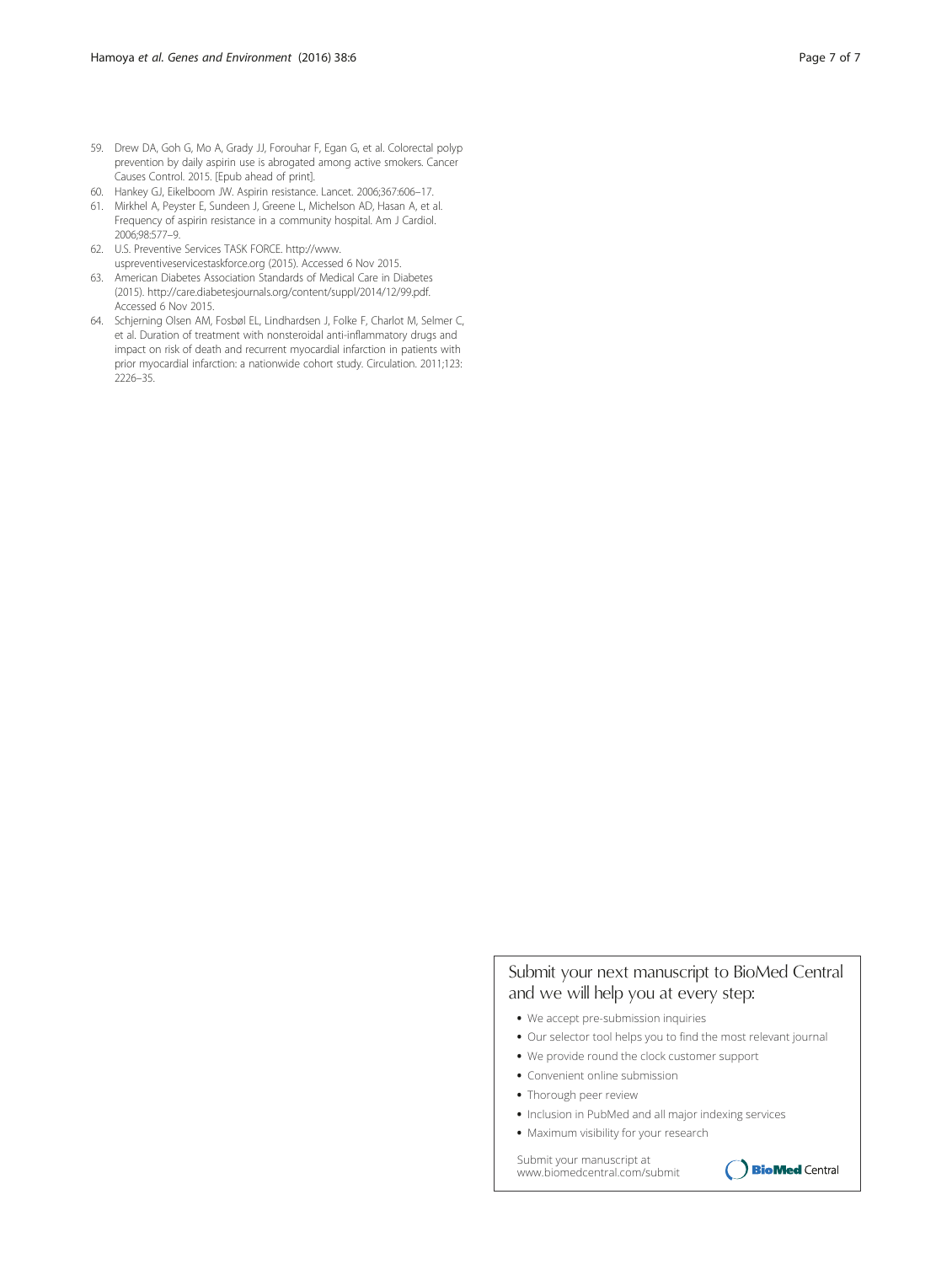59. Drew DA, Goh G, Mo A, Grady JJ, Forouhar F, Egan G, et al. Colorectal polyp prevention by daily aspirin use is abrogated among active smokers. Cancer Causes Control. 2015. [Epub ahead of print].
60. Hankey GJ, Eikelboom JW. Aspirin resistance. Lancet. 2006;367:606–17.
61. Mirkhel A, Peyster E, Sundeen J, Greene L, Michelson AD, Hasan A, et al. Frequency of aspirin resistance in a community hospital. Am J Cardiol. 2006;98:577–9.
62. U.S. Preventive Services TASK FORCE. http://www.uspreventiveservicestaskforce.org (2015). Accessed 6 Nov 2015.
63. American Diabetes Association Standards of Medical Care in Diabetes (2015). http://care.diabetesjournals.org/content/suppl/2014/12/99.pdf. Accessed 6 Nov 2015.
64. Schjerning Olsen AM, Fosbøl EL, Lindhardsen J, Folke F, Charlot M, Selmer C, et al. Duration of treatment with nonsteroidal anti-inflammatory drugs and impact on risk of death and recurrent myocardial infarction in patients with prior myocardial infarction: a nationwide cohort study. Circulation. 2011;123:2226–35.

Submit your next manuscript to BioMed Central and we will help you at every step:

- We accept pre-submission inquiries
- Our selector tool helps you to find the most relevant journal
- We provide round the clock customer support
- Convenient online submission
- Thorough peer review
- Inclusion in PubMed and all major indexing services
- Maximum visibility for your research

Submit your manuscript at www.biomedcentral.com/submit

BioMed Central